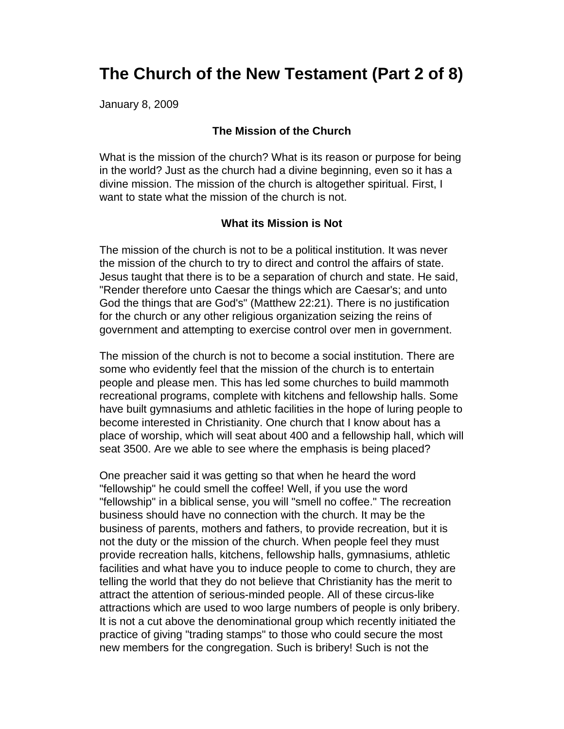# The Church of the New Testament (Part 2 of 8)

January 8, 2009

### The Mission of the Church

What is the mission of the church? What is its reason or purpose for being in the world? Just as the church had a divine beginning, even so it has a divine mission. The mission of the church is altogether spiritual. First, I want to state what the mission of the church is not.

### What its Mission is Not

The mission of the church is not to be a political institution. It was never the mission of the church to try to direct and control the affairs of state. Jesus taught that there is to be a separation of church and state. He said, "Render therefore unto Caesar the things which are Caesar's; and unto God the things that are God's" (Matthew 22:21). There is no justification for the church or any other religious organization seizing the reins of government and attempting to exercise control over men in government.

The mission of the church is not to become a social institution. There are some who evidently feel that the mission of the church is to entertain people and please men. This has led some churches to build mammoth recreational programs, complete with kitchens and fellowship halls. Some have built gymnasiums and athletic facilities in the hope of luring people to become interested in Christianity. One church that I know about has a place of worship, which will seat about 400 and a fellowship hall, which will seat 3500. Are we able to see where the emphasis is being placed?

One preacher said it was getting so that when he heard the word "fellowship" he could smell the coffee! Well, if you use the word "fellowship" in a biblical sense, you will "smell no coffee." The recreation business should have no connection with the church. It may be the business of parents, mothers and fathers, to provide recreation, but it is not the duty or the mission of the church. When people feel they must provide recreation halls, kitchens, fellowship halls, gymnasiums, athletic facilities and what have you to induce people to come to church, they are telling the world that they do not believe that Christianity has the merit to attract the attention of serious-minded people. All of these circus-like attractions which are used to woo large numbers of people is only bribery. It is not a cut above the denominational group which recently initiated the practice of giving "trading stamps" to those who could secure the most new members for the congregation. Such is bribery! Such is not the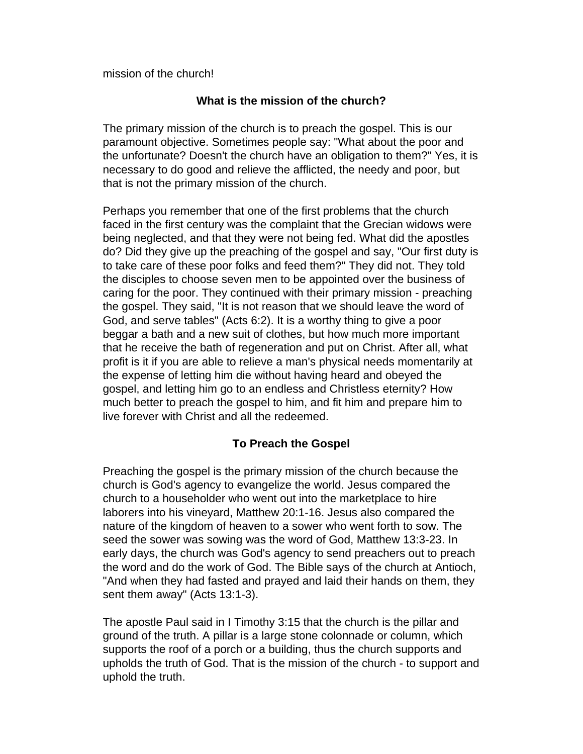mission of the church!

## What is the mission of the church?

The primary mission of the church is to preach the gospel. This is our paramount objective. Sometimes people say: "What about the poor and the unfortunate? Doesn't the church have an obligation to them?" Yes, it is necessary to do good and relieve the afflicted, the needy and poor, but that is not the primary mission of the church.

Perhaps you remember that one of the first problems that the church faced in the first century was the complaint that the Grecian widows were being neglected, and that they were not being fed. What did the apostles do? Did they give up the preaching of the gospel and say, "Our first duty is to take care of these poor folks and feed them?" They did not. They told the disciples to choose seven men to be appointed over the business of caring for the poor. They continued with their primary mission - preaching the gospel. They said, "It is not reason that we should leave the word of God, and serve tables" (Acts 6:2). It is a worthy thing to give a poor beggar a bath and a new suit of clothes, but how much more important that he receive the bath of regeneration and put on Christ. After all, what profit is it if you are able to relieve a man's physical needs momentarily at the expense of letting him die without having heard and obeyed the gospel, and letting him go to an endless and Christless eternity? How much better to preach the gospel to him, and fit him and prepare him to live forever with Christ and all the redeemed.

## To Preach the Gospel

Preaching the gospel is the primary mission of the church because the church is God's agency to evangelize the world. Jesus compared the church to a householder who went out into the marketplace to hire laborers into his vineyard, Matthew 20:1-16. Jesus also compared the nature of the kingdom of heaven to a sower who went forth to sow. The seed the sower was sowing was the word of God, Matthew 13:3-23. In early days, the church was God's agency to send preachers out to preach the word and do the work of God. The Bible says of the church at Antioch, "And when they had fasted and prayed and laid their hands on them, they sent them away" (Acts 13:1-3).

The apostle Paul said in I Timothy 3:15 that the church is the pillar and ground of the truth. A pillar is a large stone colonnade or column, which supports the roof of a porch or a building, thus the church supports and upholds the truth of God. That is the mission of the church - to support and uphold the truth.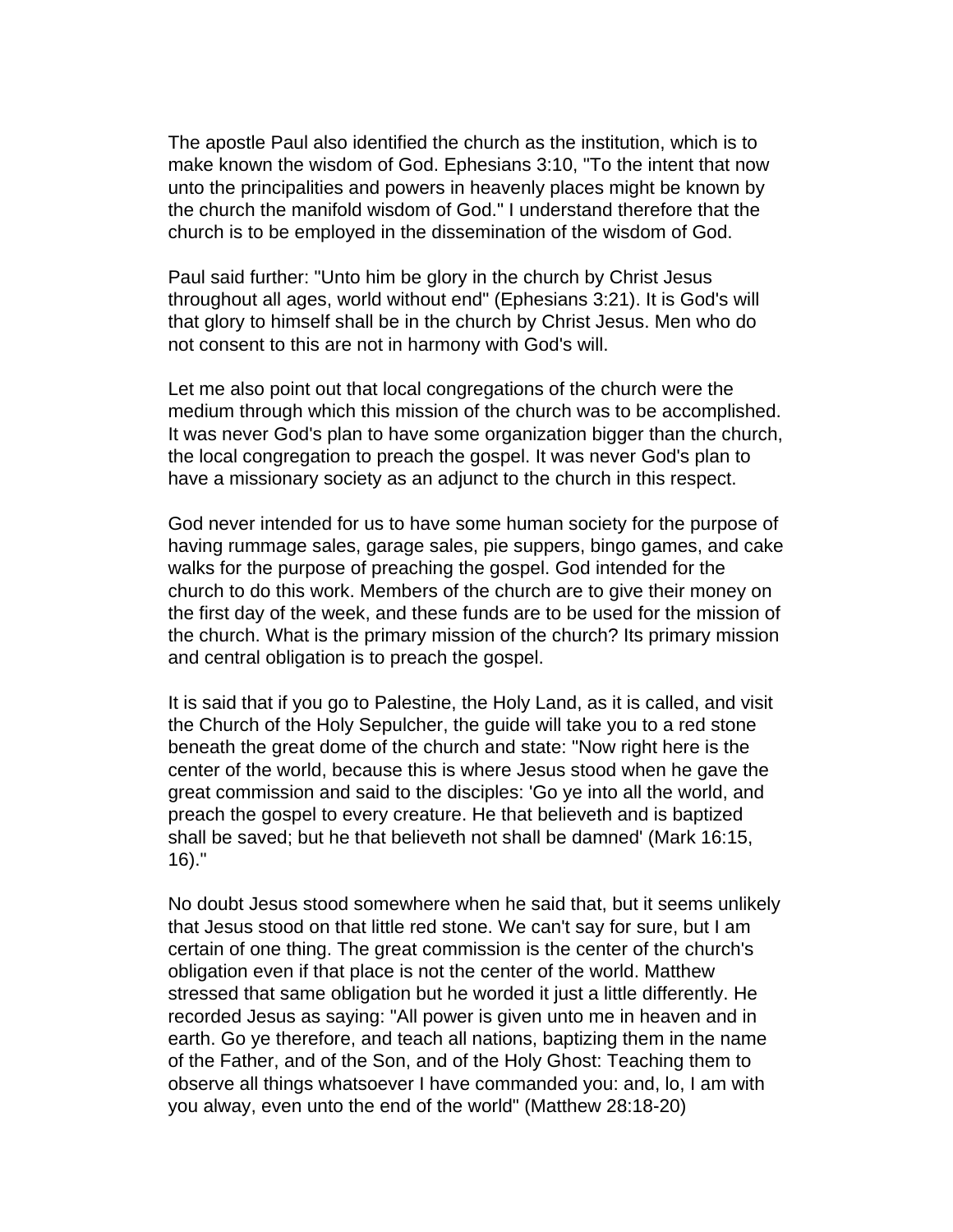The apostle Paul also identified the church as the institution, which is to make known the wisdom of God. Ephesians 3:10, "To the intent that now unto the principalities and powers in heavenly places might be known by the church the manifold wisdom of God." I understand therefore that the church is to be employed in the dissemination of the wisdom of God.

Paul said further: "Unto him be glory in the church by Christ Jesus throughout all ages, world without end" (Ephesians 3:21). It is God's will that glory to himself shall be in the church by Christ Jesus. Men who do not consent to this are not in harmony with God's will.

Let me also point out that local congregations of the church were the medium through which this mission of the church was to be accomplished. It was never God's plan to have some organization bigger than the church, the local congregation to preach the gospel. It was never God's plan to have a missionary society as an adjunct to the church in this respect.

God never intended for us to have some human society for the purpose of having rummage sales, garage sales, pie suppers, bingo games, and cake walks for the purpose of preaching the gospel. God intended for the church to do this work. Members of the church are to give their money on the first day of the week, and these funds are to be used for the mission of the church. What is the primary mission of the church? Its primary mission and central obligation is to preach the gospel.

It is said that if you go to Palestine, the Holy Land, as it is called, and visit the Church of the Holy Sepulcher, the guide will take you to a red stone beneath the great dome of the church and state: "Now right here is the center of the world, because this is where Jesus stood when he gave the great commission and said to the disciples: 'Go ye into all the world, and preach the gospel to every creature. He that believeth and is baptized shall be saved; but he that believeth not shall be damned' (Mark 16:15, 16)."

No doubt Jesus stood somewhere when he said that, but it seems unlikely that Jesus stood on that little red stone. We can't say for sure, but I am certain of one thing. The great commission is the center of the church's obligation even if that place is not the center of the world. Matthew stressed that same obligation but he worded it just a little differently. He recorded Jesus as saying: "All power is given unto me in heaven and in earth. Go ye therefore, and teach all nations, baptizing them in the name of the Father, and of the Son, and of the Holy Ghost: Teaching them to observe all things whatsoever I have commanded you: and, lo, I am with you alway, even unto the end of the world" (Matthew 28:18-20)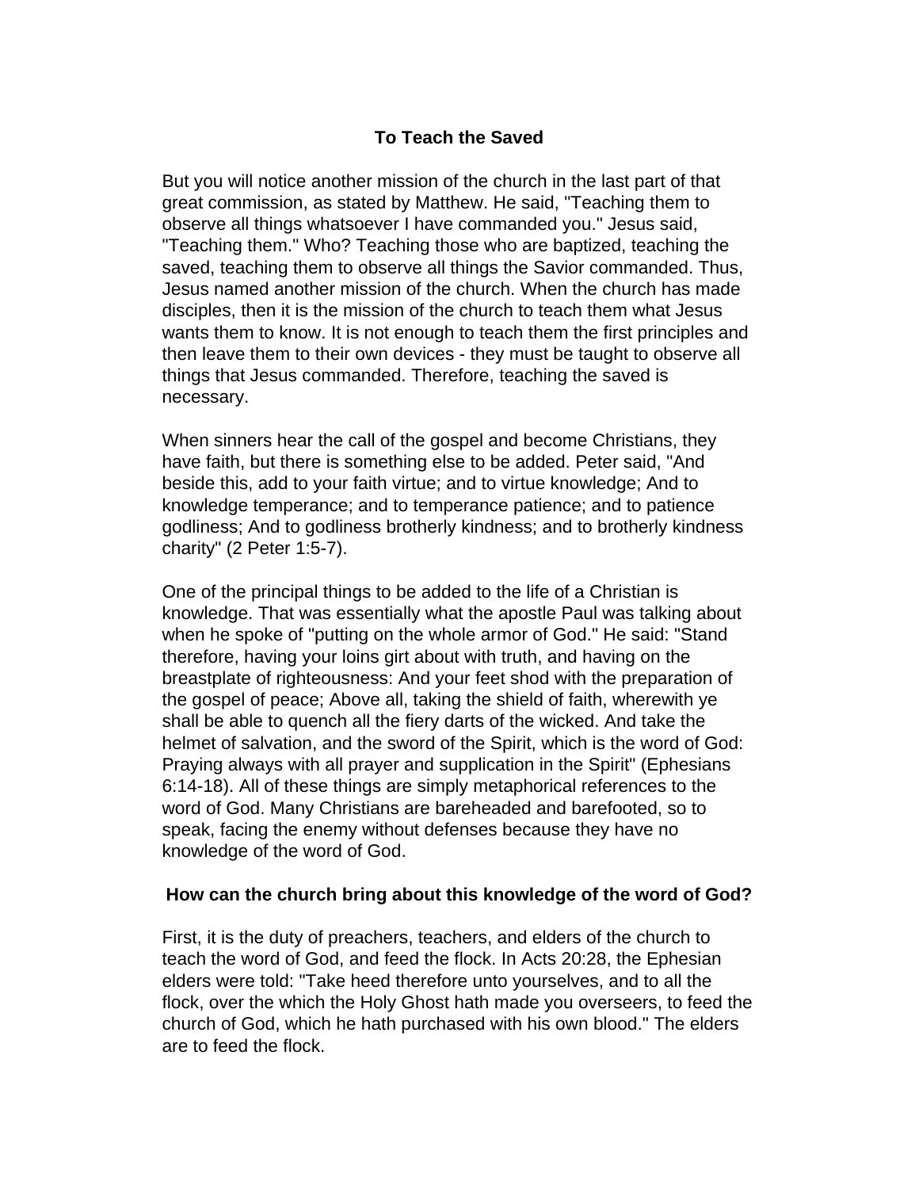## To Teach the Saved

But you will notice another mission of the church in the last part of that great commission, as stated by Matthew. He said, "Teaching them to observe all things whatsoever I have commanded you." Jesus said, "Teaching them." Who? Teaching those who are baptized, teaching the saved, teaching them to observe all things the Savior commanded. Thus, Jesus named another mission of the church. When the church has made disciples, then it is the mission of the church to teach them what Jesus wants them to know. It is not enough to teach them the first principles and then leave them to their own devices - they must be taught to observe all things that Jesus commanded. Therefore, teaching the saved is necessary.

When sinners hear the call of the gospel and become Christians, they have faith, but there is something else to be added. Peter said, "And beside this, add to your faith virtue; and to virtue knowledge; And to knowledge temperance; and to temperance patience; and to patience godliness; And to godliness brotherly kindness; and to brotherly kindness charity" (2 Peter 1:5-7).

One of the principal things to be added to the life of a Christian is knowledge. That was essentially what the apostle Paul was talking about when he spoke of "putting on the whole armor of God." He said: "Stand therefore, having your loins girt about with truth, and having on the breastplate of righteousness: And your feet shod with the preparation of the gospel of peace; Above all, taking the shield of faith, wherewith ye shall be able to quench all the fiery darts of the wicked. And take the helmet of salvation, and the sword of the Spirit, which is the word of God: Praying always with all prayer and supplication in the Spirit" (Ephesians 6:14-18). All of these things are simply metaphorical references to the word of God. Many Christians are bareheaded and barefooted, so to speak, facing the enemy without defenses because they have no knowledge of the word of God.

### How can the church bring about this knowledge of the word of God?

First, it is the duty of preachers, teachers, and elders of the church to teach the word of God, and feed the flock. In Acts 20:28, the Ephesian elders were told: "Take heed therefore unto yourselves, and to all the flock, over the which the Holy Ghost hath made you overseers, to feed the church of God, which he hath purchased with his own blood." The elders are to feed the flock.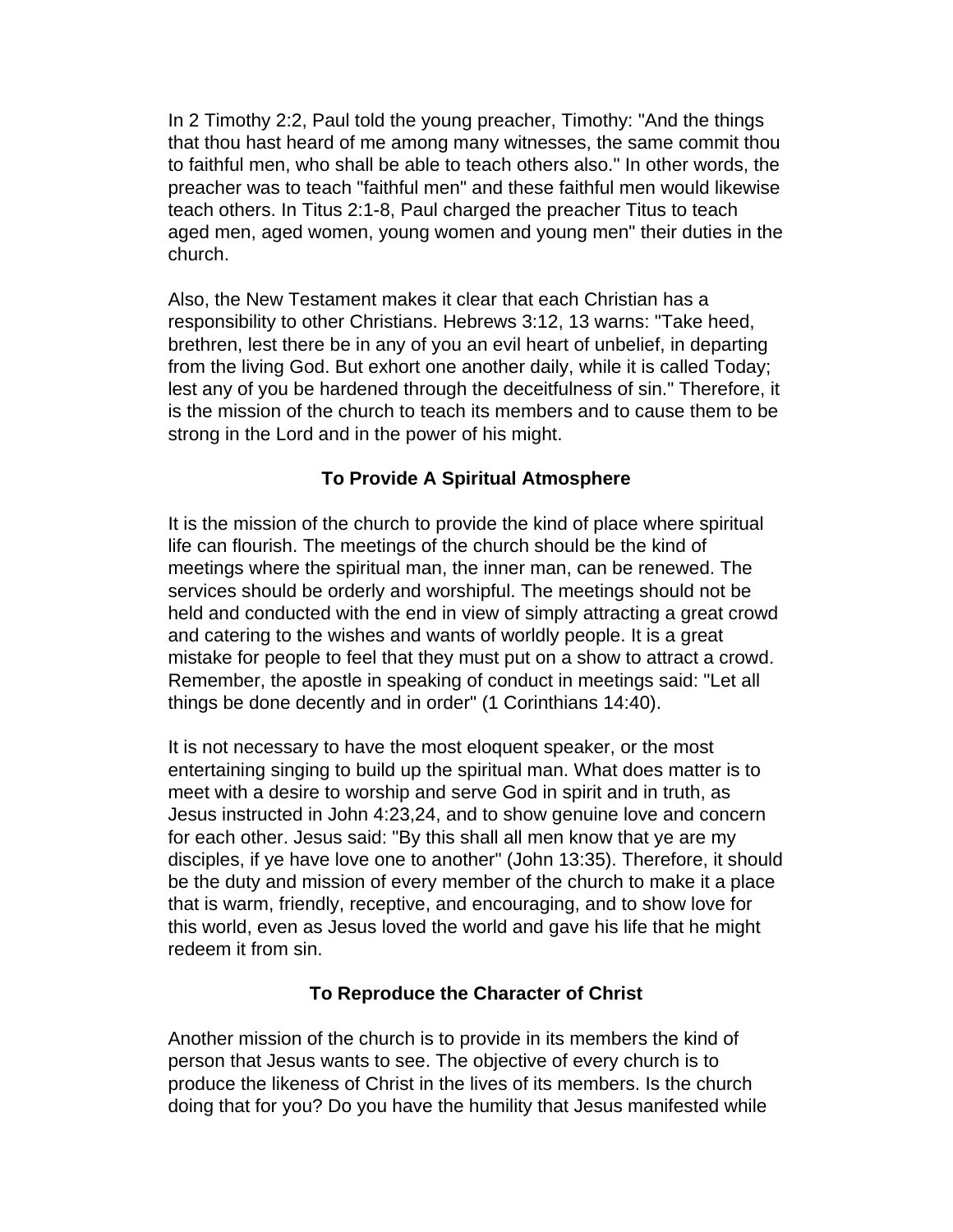In 2 Timothy 2:2, Paul told the young preacher, Timothy: "And the things that thou hast heard of me among many witnesses, the same commit thou to faithful men, who shall be able to teach others also." In other words, the preacher was to teach "faithful men" and these faithful men would likewise teach others. In Titus 2:1-8, Paul charged the preacher Titus to teach aged men, aged women, young women and young men" their duties in the church.

Also, the New Testament makes it clear that each Christian has a responsibility to other Christians. Hebrews 3:12, 13 warns: "Take heed, brethren, lest there be in any of you an evil heart of unbelief, in departing from the living God. But exhort one another daily, while it is called Today; lest any of you be hardened through the deceitfulness of sin." Therefore, it is the mission of the church to teach its members and to cause them to be strong in the Lord and in the power of his might.

### To Provide A Spiritual Atmosphere

It is the mission of the church to provide the kind of place where spiritual life can flourish. The meetings of the church should be the kind of meetings where the spiritual man, the inner man, can be renewed. The services should be orderly and worshipful. The meetings should not be held and conducted with the end in view of simply attracting a great crowd and catering to the wishes and wants of worldly people. It is a great mistake for people to feel that they must put on a show to attract a crowd. Remember, the apostle in speaking of conduct in meetings said: "Let all things be done decently and in order" (1 Corinthians 14:40).

It is not necessary to have the most eloquent speaker, or the most entertaining singing to build up the spiritual man. What does matter is to meet with a desire to worship and serve God in spirit and in truth, as Jesus instructed in John 4:23,24, and to show genuine love and concern for each other. Jesus said: "By this shall all men know that ye are my disciples, if ye have love one to another" (John 13:35). Therefore, it should be the duty and mission of every member of the church to make it a place that is warm, friendly, receptive, and encouraging, and to show love for this world, even as Jesus loved the world and gave his life that he might redeem it from sin.

### To Reproduce the Character of Christ

Another mission of the church is to provide in its members the kind of person that Jesus wants to see. The objective of every church is to produce the likeness of Christ in the lives of its members. Is the church doing that for you? Do you have the humility that Jesus manifested while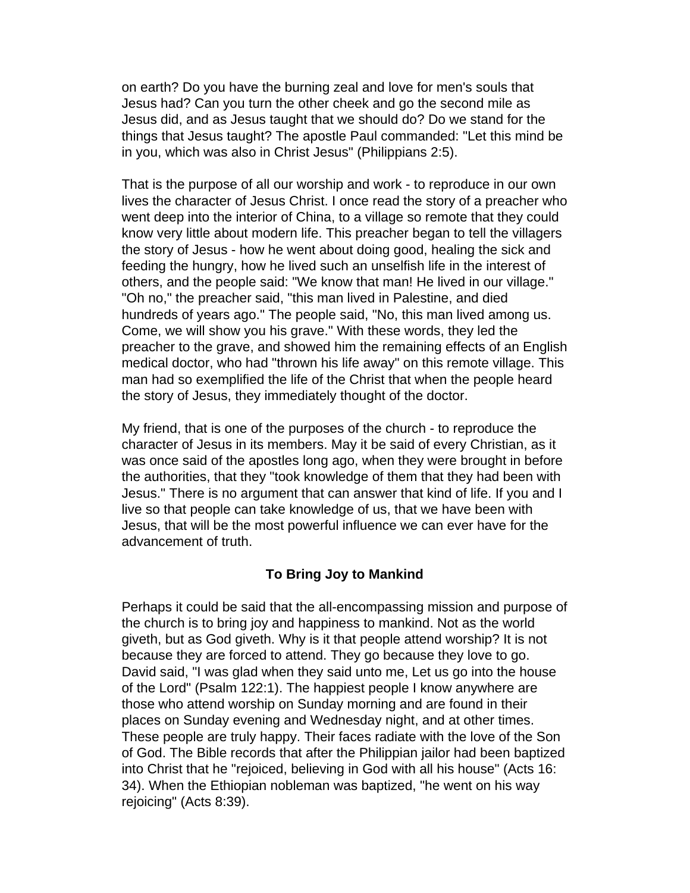on earth? Do you have the burning zeal and love for men's souls that Jesus had? Can you turn the other cheek and go the second mile as Jesus did, and as Jesus taught that we should do? Do we stand for the things that Jesus taught? The apostle Paul commanded: "Let this mind be in you, which was also in Christ Jesus" (Philippians 2:5).

That is the purpose of all our worship and work - to reproduce in our own lives the character of Jesus Christ. I once read the story of a preacher who went deep into the interior of China, to a village so remote that they could know very little about modern life. This preacher began to tell the villagers the story of Jesus - how he went about doing good, healing the sick and feeding the hungry, how he lived such an unselfish life in the interest of others, and the people said: "We know that man! He lived in our village." "Oh no," the preacher said, "this man lived in Palestine, and died hundreds of years ago." The people said, "No, this man lived among us. Come, we will show you his grave." With these words, they led the preacher to the grave, and showed him the remaining effects of an English medical doctor, who had "thrown his life away" on this remote village. This man had so exemplified the life of the Christ that when the people heard the story of Jesus, they immediately thought of the doctor.

My friend, that is one of the purposes of the church - to reproduce the character of Jesus in its members. May it be said of every Christian, as it was once said of the apostles long ago, when they were brought in before the authorities, that they "took knowledge of them that they had been with Jesus." There is no argument that can answer that kind of life. If you and I live so that people can take knowledge of us, that we have been with Jesus, that will be the most powerful influence we can ever have for the advancement of truth.

### To Bring Joy to Mankind

Perhaps it could be said that the all-encompassing mission and purpose of the church is to bring joy and happiness to mankind. Not as the world giveth, but as God giveth. Why is it that people attend worship? It is not because they are forced to attend. They go because they love to go. David said, "I was glad when they said unto me, Let us go into the house of the Lord" (Psalm 122:1). The happiest people I know anywhere are those who attend worship on Sunday morning and are found in their places on Sunday evening and Wednesday night, and at other times. These people are truly happy. Their faces radiate with the love of the Son of God. The Bible records that after the Philippian jailor had been baptized into Christ that he "rejoiced, believing in God with all his house" (Acts 16:34). When the Ethiopian nobleman was baptized, "he went on his way rejoicing" (Acts 8:39).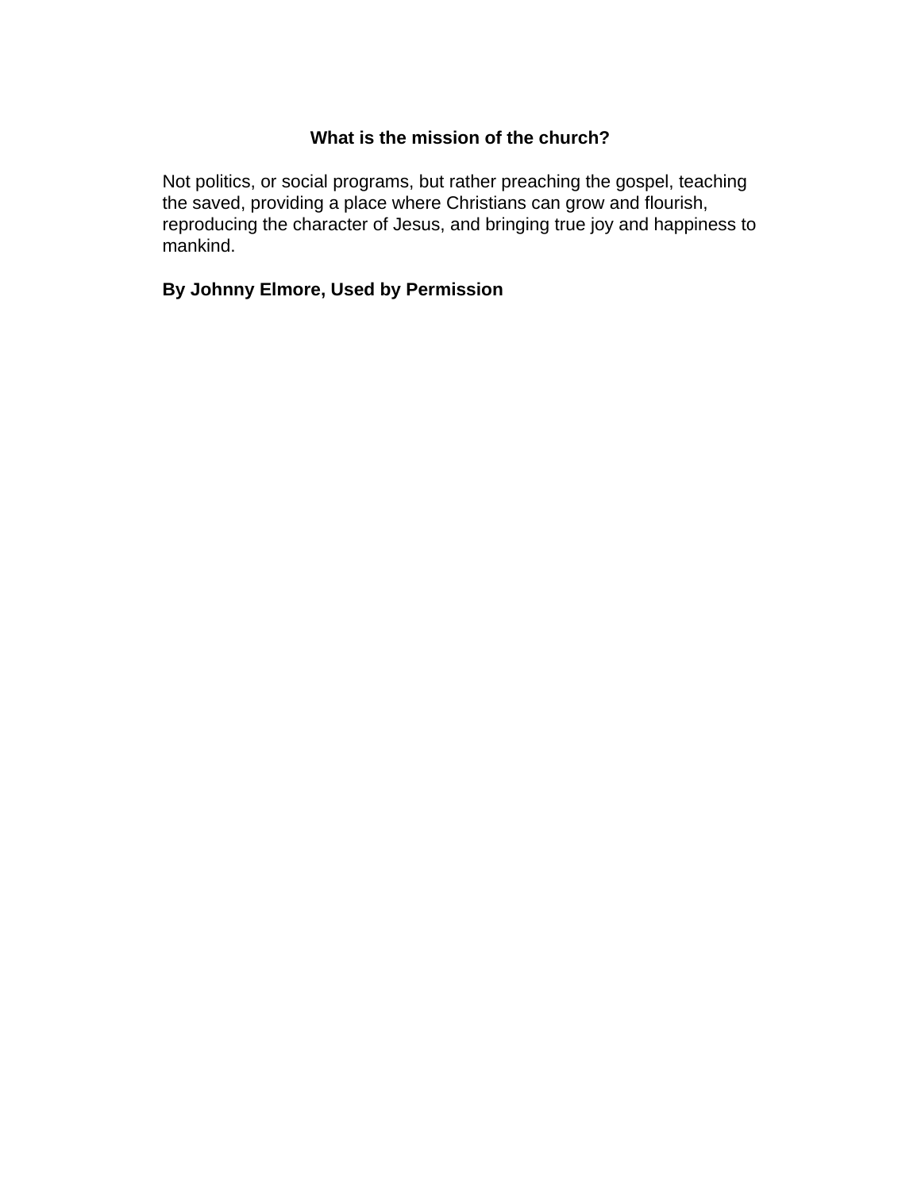**What is the mission of the church?**

Not politics, or social programs, but rather preaching the gospel, teaching the saved, providing a place where Christians can grow and flourish, reproducing the character of Jesus, and bringing true joy and happiness to mankind.

**By Johnny Elmore, Used by Permission**